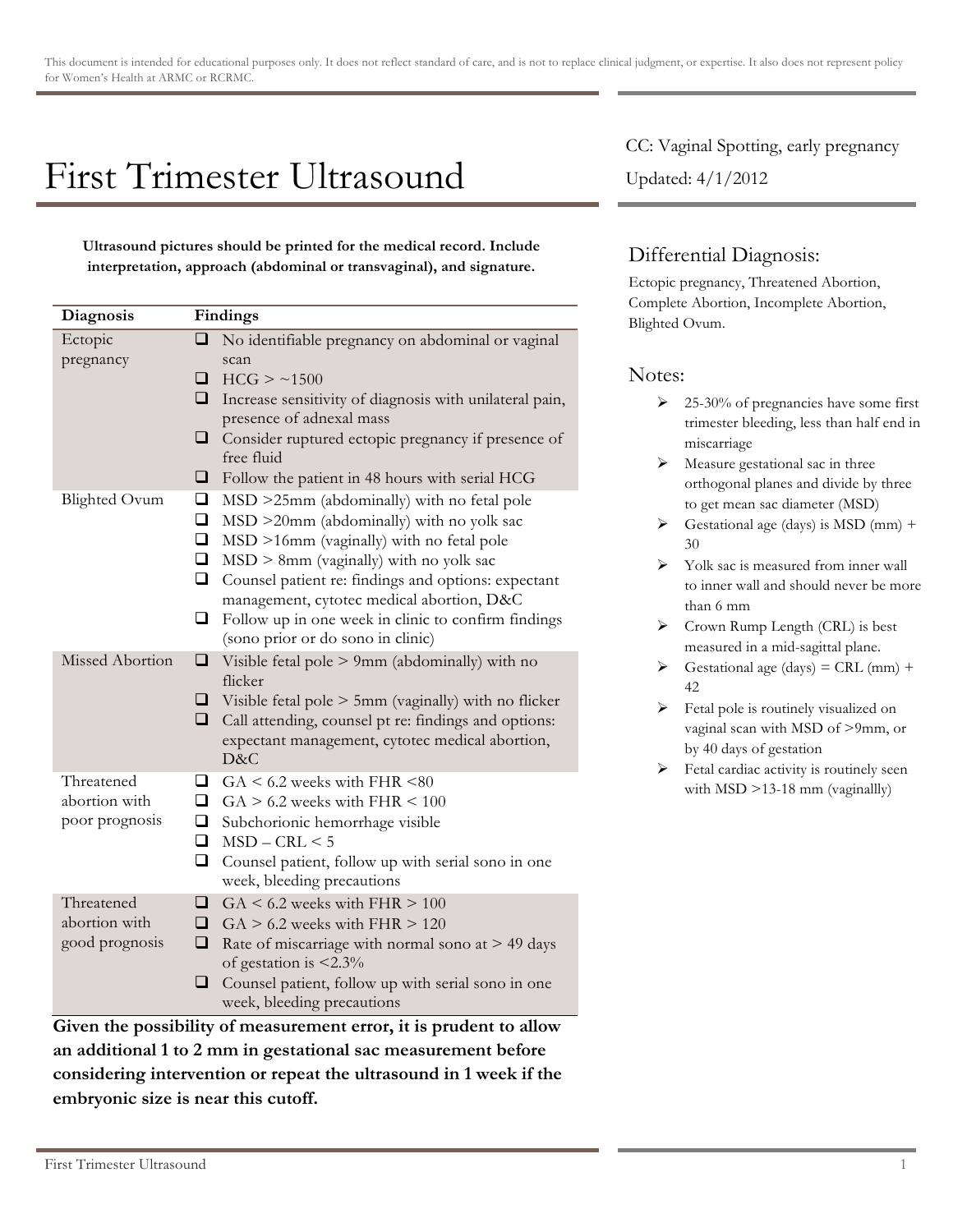This document is intended for educational purposes only. It does not reflect standard of care, and is not to replace clinical judgment, or expertise. It also does not represent policy for Women's Health at ARMC or RCRMC.

# First Trimester Ultrasound

CC: Vaginal Spotting, early pregnancy

Updated: 4/1/2012

**Ultrasound pictures should be printed for the medical record. Include interpretation, approach (abdominal or transvaginal), and signature.**

| Diagnosis | Findings |
|---|---|
| Ectopic pregnancy | ❑ No identifiable pregnancy on abdominal or vaginal scan<br>❑ HCG > ~1500<br>❑ Increase sensitivity of diagnosis with unilateral pain, presence of adnexal mass<br>❑ Consider ruptured ectopic pregnancy if presence of free fluid<br>❑ Follow the patient in 48 hours with serial HCG |
| Blighted Ovum | ❑ MSD >25mm (abdominally) with no fetal pole<br>❑ MSD >20mm (abdominally) with no yolk sac<br>❑ MSD >16mm (vaginally) with no fetal pole<br>❑ MSD > 8mm (vaginally) with no yolk sac<br>❑ Counsel patient re: findings and options: expectant management, cytotec medical abortion, D&C<br>❑ Follow up in one week in clinic to confirm findings (sono prior or do sono in clinic) |
| Missed Abortion | ❑ Visible fetal pole > 9mm (abdominally) with no flicker<br>❑ Visible fetal pole > 5mm (vaginally) with no flicker<br>❑ Call attending, counsel pt re: findings and options: expectant management, cytotec medical abortion, D&C |
| Threatened abortion with poor prognosis | ❑ GA < 6.2 weeks with FHR <80<br>❑ GA > 6.2 weeks with FHR < 100<br>❑ Subchorionic hemorrhage visible<br>❑ MSD – CRL < 5<br>❑ Counsel patient, follow up with serial sono in one week, bleeding precautions |
| Threatened abortion with good prognosis | ❑ GA < 6.2 weeks with FHR > 100<br>❑ GA > 6.2 weeks with FHR > 120<br>❑ Rate of miscarriage with normal sono at > 49 days of gestation is <2.3%<br>❑ Counsel patient, follow up with serial sono in one week, bleeding precautions |

**Given the possibility of measurement error, it is prudent to allow an additional 1 to 2 mm in gestational sac measurement before considering intervention or repeat the ultrasound in 1 week if the embryonic size is near this cutoff.**

## Differential Diagnosis:

Ectopic pregnancy, Threatened Abortion, Complete Abortion, Incomplete Abortion, Blighted Ovum.

## Notes:

- 25-30% of pregnancies have some first trimester bleeding, less than half end in miscarriage
- Measure gestational sac in three orthogonal planes and divide by three to get mean sac diameter (MSD)
- Gestational age (days) is MSD (mm) + 30
- Yolk sac is measured from inner wall to inner wall and should never be more than 6 mm
- Crown Rump Length (CRL) is best measured in a mid-sagittal plane.
- Gestational age (days) = CRL (mm) + 42
- Fetal pole is routinely visualized on vaginal scan with MSD of >9mm, or by 40 days of gestation
- Fetal cardiac activity is routinely seen with MSD >13-18 mm (vaginallly)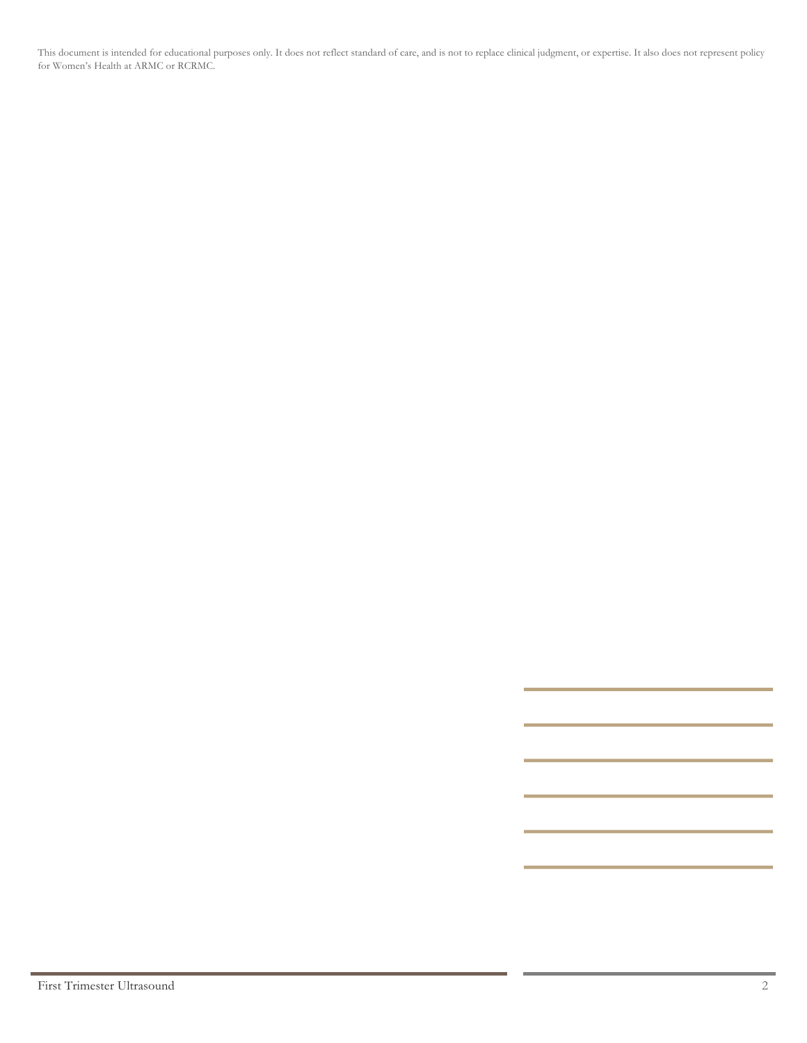This document is intended for educational purposes only. It does not reflect standard of care, and is not to replace clinical judgment, or expertise. It also does not represent policy for Women's Health at ARMC or RCRMC.